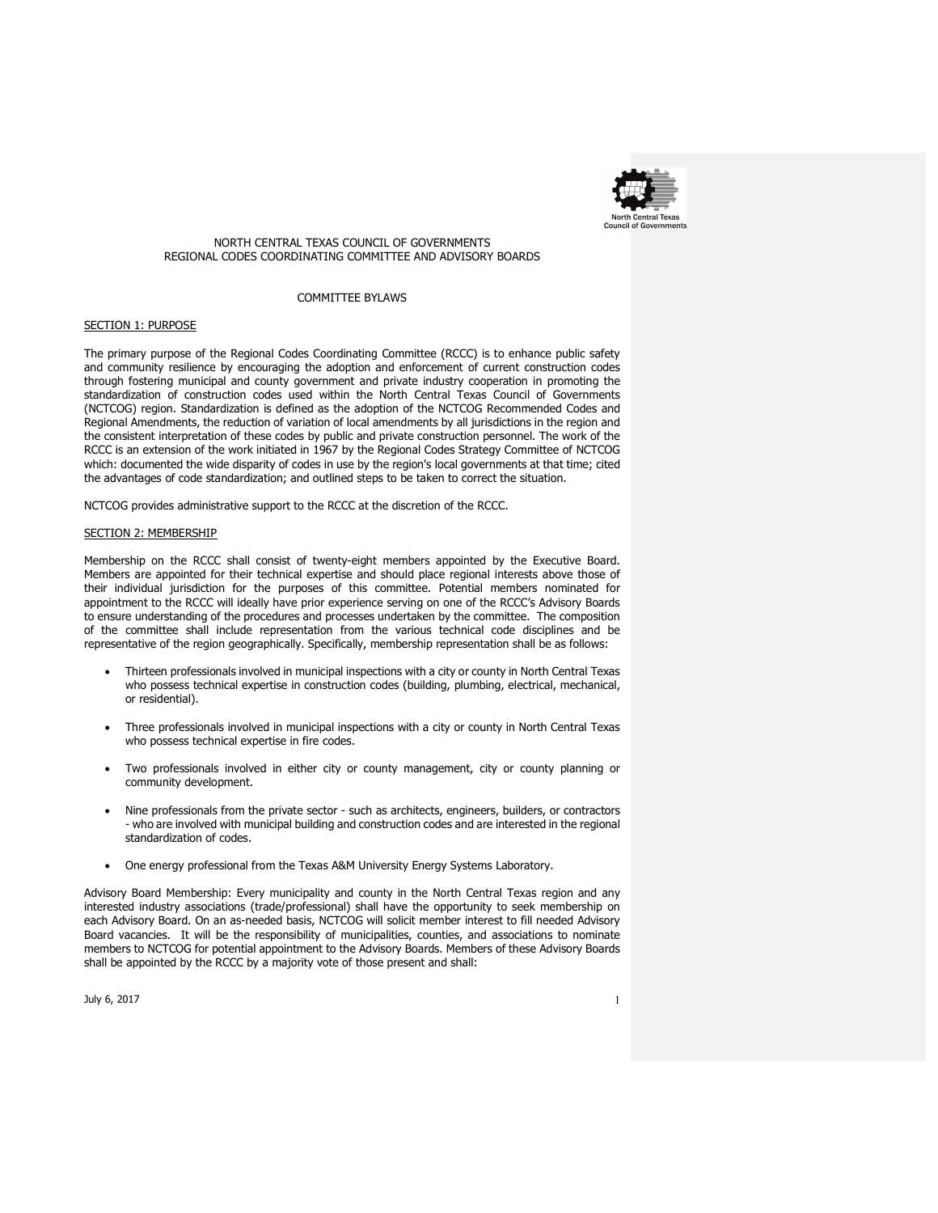NORTH CENTRAL TEXAS COUNCIL OF GOVERNMENTS
REGIONAL CODES COORDINATING COMMITTEE AND ADVISORY BOARDS

COMMITTEE BYLAWS

## SECTION 1: PURPOSE

The primary purpose of the Regional Codes Coordinating Committee (RCCC) is to enhance public safety and community resilience by encouraging the adoption and enforcement of current construction codes through fostering municipal and county government and private industry cooperation in promoting the standardization of construction codes used within the North Central Texas Council of Governments (NCTCOG) region. Standardization is defined as the adoption of the NCTCOG Recommended Codes and Regional Amendments, the reduction of variation of local amendments by all jurisdictions in the region and the consistent interpretation of these codes by public and private construction personnel. The work of the RCCC is an extension of the work initiated in 1967 by the Regional Codes Strategy Committee of NCTCOG which: documented the wide disparity of codes in use by the region's local governments at that time; cited the advantages of code standardization; and outlined steps to be taken to correct the situation.

NCTCOG provides administrative support to the RCCC at the discretion of the RCCC.

## SECTION 2: MEMBERSHIP

Membership on the RCCC shall consist of twenty-eight members appointed by the Executive Board. Members are appointed for their technical expertise and should place regional interests above those of their individual jurisdiction for the purposes of this committee. Potential members nominated for appointment to the RCCC will ideally have prior experience serving on one of the RCCC's Advisory Boards to ensure understanding of the procedures and processes undertaken by the committee. The composition of the committee shall include representation from the various technical code disciplines and be representative of the region geographically. Specifically, membership representation shall be as follows:

- Thirteen professionals involved in municipal inspections with a city or county in North Central Texas who possess technical expertise in construction codes (building, plumbing, electrical, mechanical, or residential).
- Three professionals involved in municipal inspections with a city or county in North Central Texas who possess technical expertise in fire codes.
- Two professionals involved in either city or county management, city or county planning or community development.
- Nine professionals from the private sector - such as architects, engineers, builders, or contractors - who are involved with municipal building and construction codes and are interested in the regional standardization of codes.
- One energy professional from the Texas A&M University Energy Systems Laboratory.

Advisory Board Membership: Every municipality and county in the North Central Texas region and any interested industry associations (trade/professional) shall have the opportunity to seek membership on each Advisory Board. On an as-needed basis, NCTCOG will solicit member interest to fill needed Advisory Board vacancies. It will be the responsibility of municipalities, counties, and associations to nominate members to NCTCOG for potential appointment to the Advisory Boards. Members of these Advisory Boards shall be appointed by the RCCC by a majority vote of those present and shall:

July 6, 2017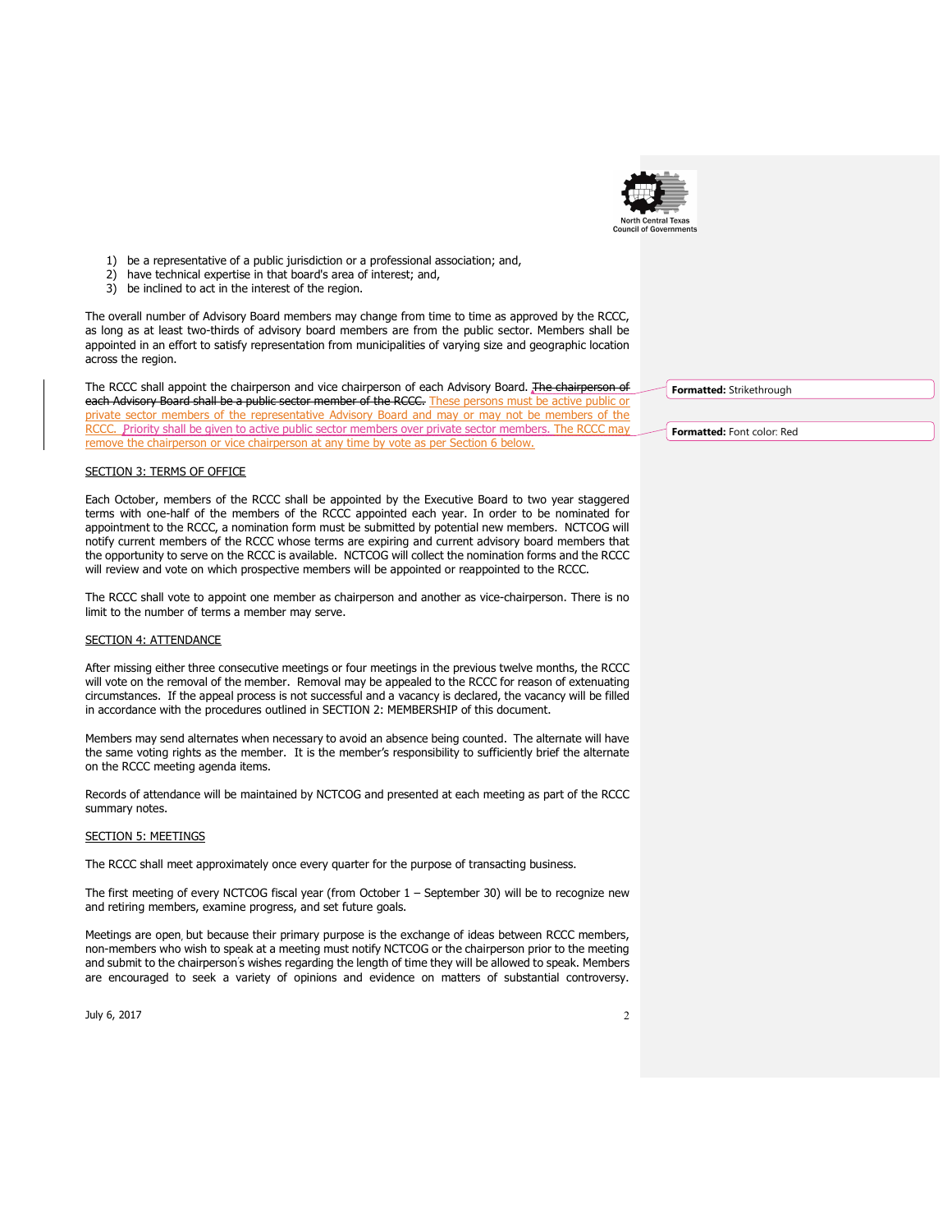1) be a representative of a public jurisdiction or a professional association; and,
2) have technical expertise in that board's area of interest; and,
3) be inclined to act in the interest of the region.

The overall number of Advisory Board members may change from time to time as approved by the RCCC, as long as at least two-thirds of advisory board members are from the public sector. Members shall be appointed in an effort to satisfy representation from municipalities of varying size and geographic location across the region.

The RCCC shall appoint the chairperson and vice chairperson of each Advisory Board. ~~The chairperson of each Advisory Board shall be a public sector member of the RCCC.~~ These persons must be active public or private sector members of the representative Advisory Board and may or may not be members of the RCCC. Priority shall be given to active public sector members over private sector members. The RCCC may remove the chairperson or vice chairperson at any time by vote as per Section 6 below.

Formatted: Strikethrough

Formatted: Font color: Red

## SECTION 3: TERMS OF OFFICE

Each October, members of the RCCC shall be appointed by the Executive Board to two year staggered terms with one-half of the members of the RCCC appointed each year. In order to be nominated for appointment to the RCCC, a nomination form must be submitted by potential new members. NCTCOG will notify current members of the RCCC whose terms are expiring and current advisory board members that the opportunity to serve on the RCCC is available. NCTCOG will collect the nomination forms and the RCCC will review and vote on which prospective members will be appointed or reappointed to the RCCC.

The RCCC shall vote to appoint one member as chairperson and another as vice-chairperson. There is no limit to the number of terms a member may serve.

## SECTION 4: ATTENDANCE

After missing either three consecutive meetings or four meetings in the previous twelve months, the RCCC will vote on the removal of the member. Removal may be appealed to the RCCC for reason of extenuating circumstances. If the appeal process is not successful and a vacancy is declared, the vacancy will be filled in accordance with the procedures outlined in SECTION 2: MEMBERSHIP of this document.

Members may send alternates when necessary to avoid an absence being counted. The alternate will have the same voting rights as the member. It is the member's responsibility to sufficiently brief the alternate on the RCCC meeting agenda items.

Records of attendance will be maintained by NCTCOG and presented at each meeting as part of the RCCC summary notes.

## SECTION 5: MEETINGS

The RCCC shall meet approximately once every quarter for the purpose of transacting business.

The first meeting of every NCTCOG fiscal year (from October 1 – September 30) will be to recognize new and retiring members, examine progress, and set future goals.

Meetings are open, but because their primary purpose is the exchange of ideas between RCCC members, non-members who wish to speak at a meeting must notify NCTCOG or the chairperson prior to the meeting and submit to the chairperson's wishes regarding the length of time they will be allowed to speak. Members are encouraged to seek a variety of opinions and evidence on matters of substantial controversy.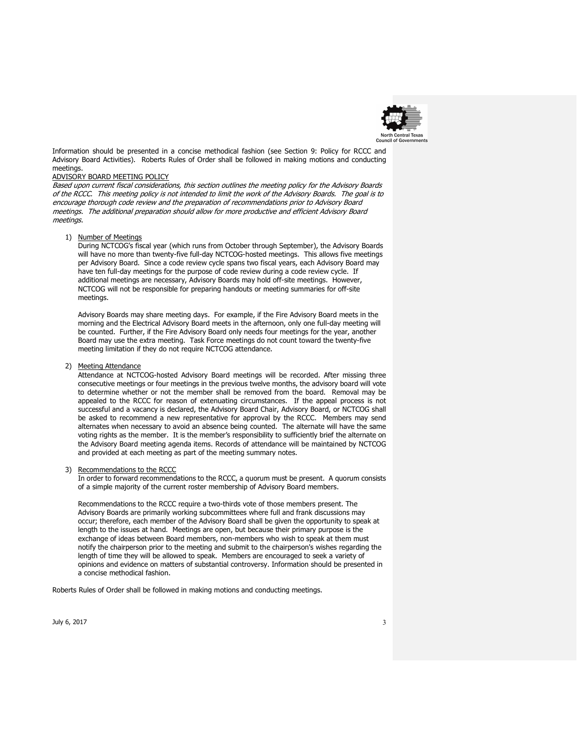Information should be presented in a concise methodical fashion (see Section 9: Policy for RCCC and Advisory Board Activities). Roberts Rules of Order shall be followed in making motions and conducting meetings.

ADVISORY BOARD MEETING POLICY

*Based upon current fiscal considerations, this section outlines the meeting policy for the Advisory Boards of the RCCC. This meeting policy is not intended to limit the work of the Advisory Boards. The goal is to encourage thorough code review and the preparation of recommendations prior to Advisory Board meetings. The additional preparation should allow for more productive and efficient Advisory Board meetings.*

1) Number of Meetings

   During NCTCOG's fiscal year (which runs from October through September), the Advisory Boards will have no more than twenty-five full-day NCTCOG-hosted meetings. This allows five meetings per Advisory Board. Since a code review cycle spans two fiscal years, each Advisory Board may have ten full-day meetings for the purpose of code review during a code review cycle. If additional meetings are necessary, Advisory Boards may hold off-site meetings. However, NCTCOG will not be responsible for preparing handouts or meeting summaries for off-site meetings.

   Advisory Boards may share meeting days. For example, if the Fire Advisory Board meets in the morning and the Electrical Advisory Board meets in the afternoon, only one full-day meeting will be counted. Further, if the Fire Advisory Board only needs four meetings for the year, another Board may use the extra meeting. Task Force meetings do not count toward the twenty-five meeting limitation if they do not require NCTCOG attendance.

2) Meeting Attendance

   Attendance at NCTCOG-hosted Advisory Board meetings will be recorded. After missing three consecutive meetings or four meetings in the previous twelve months, the advisory board will vote to determine whether or not the member shall be removed from the board. Removal may be appealed to the RCCC for reason of extenuating circumstances. If the appeal process is not successful and a vacancy is declared, the Advisory Board Chair, Advisory Board, or NCTCOG shall be asked to recommend a new representative for approval by the RCCC. Members may send alternates when necessary to avoid an absence being counted. The alternate will have the same voting rights as the member. It is the member's responsibility to sufficiently brief the alternate on the Advisory Board meeting agenda items. Records of attendance will be maintained by NCTCOG and provided at each meeting as part of the meeting summary notes.

3) Recommendations to the RCCC

   In order to forward recommendations to the RCCC, a quorum must be present. A quorum consists of a simple majority of the current roster membership of Advisory Board members.

   Recommendations to the RCCC require a two-thirds vote of those members present. The Advisory Boards are primarily working subcommittees where full and frank discussions may occur; therefore, each member of the Advisory Board shall be given the opportunity to speak at length to the issues at hand. Meetings are open, but because their primary purpose is the exchange of ideas between Board members, non-members who wish to speak at them must notify the chairperson prior to the meeting and submit to the chairperson's wishes regarding the length of time they will be allowed to speak. Members are encouraged to seek a variety of opinions and evidence on matters of substantial controversy. Information should be presented in a concise methodical fashion.

Roberts Rules of Order shall be followed in making motions and conducting meetings.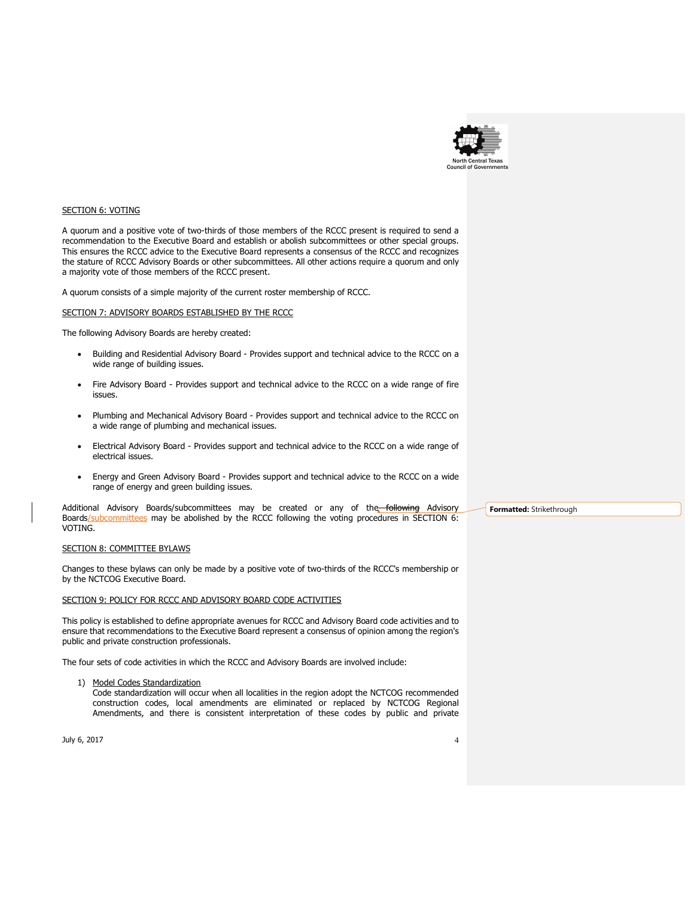SECTION 6: VOTING

A quorum and a positive vote of two-thirds of those members of the RCCC present is required to send a recommendation to the Executive Board and establish or abolish subcommittees or other special groups. This ensures the RCCC advice to the Executive Board represents a consensus of the RCCC and recognizes the stature of RCCC Advisory Boards or other subcommittees. All other actions require a quorum and only a majority vote of those members of the RCCC present.

A quorum consists of a simple majority of the current roster membership of RCCC.

SECTION 7: ADVISORY BOARDS ESTABLISHED BY THE RCCC

The following Advisory Boards are hereby created:

- Building and Residential Advisory Board - Provides support and technical advice to the RCCC on a wide range of building issues.
- Fire Advisory Board - Provides support and technical advice to the RCCC on a wide range of fire issues.
- Plumbing and Mechanical Advisory Board - Provides support and technical advice to the RCCC on a wide range of plumbing and mechanical issues.
- Electrical Advisory Board - Provides support and technical advice to the RCCC on a wide range of electrical issues.
- Energy and Green Advisory Board - Provides support and technical advice to the RCCC on a wide range of energy and green building issues.

Additional Advisory Boards/subcommittees may be created or any of the ~~following~~ Advisory Boards/subcommittees may be abolished by the RCCC following the voting procedures in SECTION 6: VOTING.

SECTION 8: COMMITTEE BYLAWS

Changes to these bylaws can only be made by a positive vote of two-thirds of the RCCC's membership or by the NCTCOG Executive Board.

SECTION 9: POLICY FOR RCCC AND ADVISORY BOARD CODE ACTIVITIES

This policy is established to define appropriate avenues for RCCC and Advisory Board code activities and to ensure that recommendations to the Executive Board represent a consensus of opinion among the region's public and private construction professionals.

The four sets of code activities in which the RCCC and Advisory Boards are involved include:

1) Model Codes Standardization
   Code standardization will occur when all localities in the region adopt the NCTCOG recommended construction codes, local amendments are eliminated or replaced by NCTCOG Regional Amendments, and there is consistent interpretation of these codes by public and private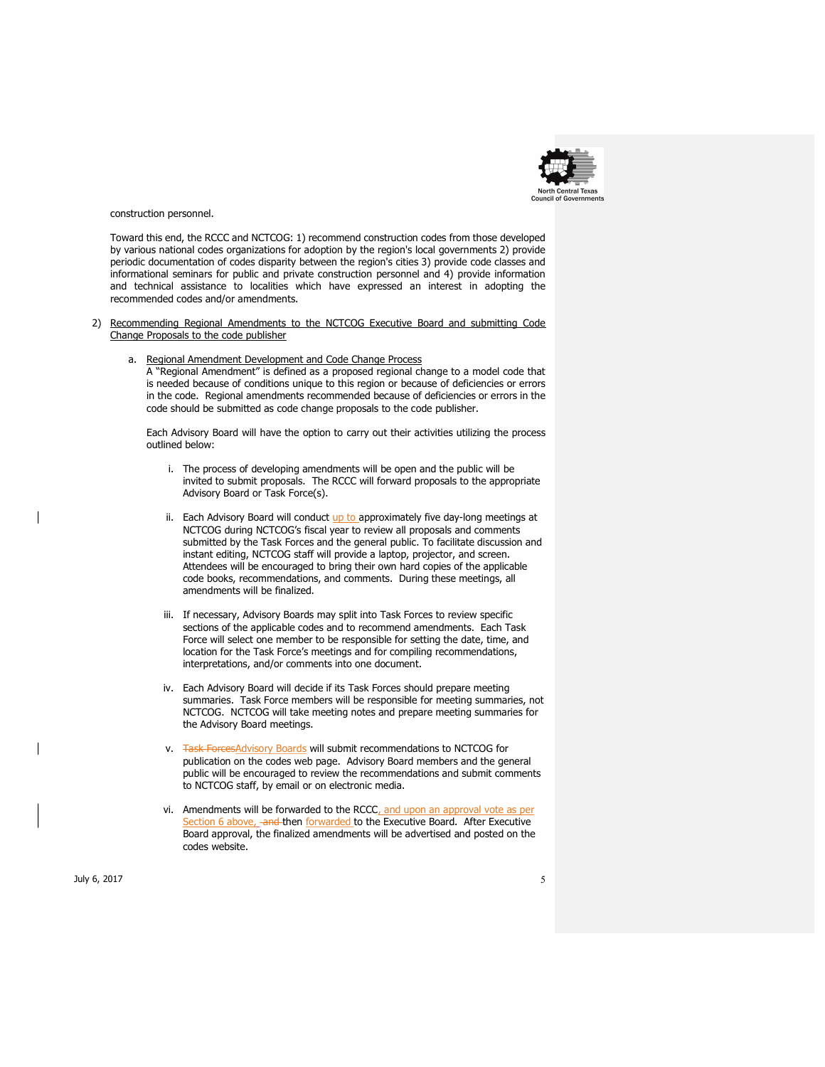construction personnel.

Toward this end, the RCCC and NCTCOG: 1) recommend construction codes from those developed by various national codes organizations for adoption by the region's local governments 2) provide periodic documentation of codes disparity between the region's cities 3) provide code classes and informational seminars for public and private construction personnel and 4) provide information and technical assistance to localities which have expressed an interest in adopting the recommended codes and/or amendments.

2) Recommending Regional Amendments to the NCTCOG Executive Board and submitting Code Change Proposals to the code publisher

   a. Regional Amendment Development and Code Change Process

      A "Regional Amendment" is defined as a proposed regional change to a model code that is needed because of conditions unique to this region or because of deficiencies or errors in the code. Regional amendments recommended because of deficiencies or errors in the code should be submitted as code change proposals to the code publisher.

      Each Advisory Board will have the option to carry out their activities utilizing the process outlined below:

      i. The process of developing amendments will be open and the public will be invited to submit proposals. The RCCC will forward proposals to the appropriate Advisory Board or Task Force(s).

      ii. Each Advisory Board will conduct up to approximately five day-long meetings at NCTCOG during NCTCOG's fiscal year to review all proposals and comments submitted by the Task Forces and the general public. To facilitate discussion and instant editing, NCTCOG staff will provide a laptop, projector, and screen. Attendees will be encouraged to bring their own hard copies of the applicable code books, recommendations, and comments. During these meetings, all amendments will be finalized.

      iii. If necessary, Advisory Boards may split into Task Forces to review specific sections of the applicable codes and to recommend amendments. Each Task Force will select one member to be responsible for setting the date, time, and location for the Task Force's meetings and for compiling recommendations, interpretations, and/or comments into one document.

      iv. Each Advisory Board will decide if its Task Forces should prepare meeting summaries. Task Force members will be responsible for meeting summaries, not NCTCOG. NCTCOG will take meeting notes and prepare meeting summaries for the Advisory Board meetings.

      v. ~~Task Forces~~Advisory Boards will submit recommendations to NCTCOG for publication on the codes web page. Advisory Board members and the general public will be encouraged to review the recommendations and submit comments to NCTCOG staff, by email or on electronic media.

      vi. Amendments will be forwarded to the RCCC, and upon an approval vote as per Section 6 above, ~~and~~ then forwarded to the Executive Board. After Executive Board approval, the finalized amendments will be advertised and posted on the codes website.

July 6, 2017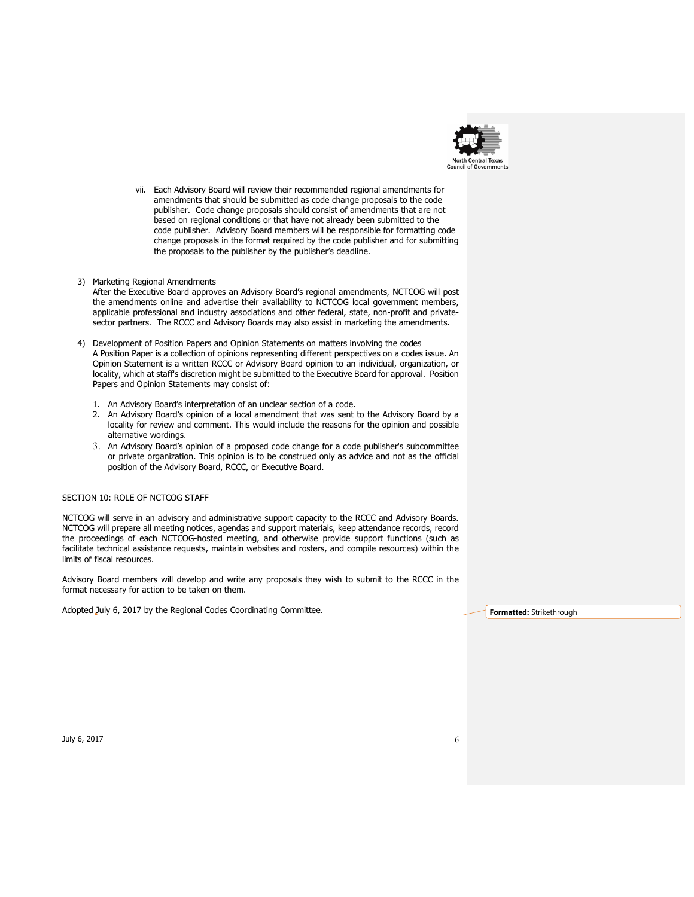vii. Each Advisory Board will review their recommended regional amendments for amendments that should be submitted as code change proposals to the code publisher. Code change proposals should consist of amendments that are not based on regional conditions or that have not already been submitted to the code publisher. Advisory Board members will be responsible for formatting code change proposals in the format required by the code publisher and for submitting the proposals to the publisher by the publisher's deadline.

3) Marketing Regional Amendments
After the Executive Board approves an Advisory Board's regional amendments, NCTCOG will post the amendments online and advertise their availability to NCTCOG local government members, applicable professional and industry associations and other federal, state, non-profit and private-sector partners. The RCCC and Advisory Boards may also assist in marketing the amendments.

4) Development of Position Papers and Opinion Statements on matters involving the codes
A Position Paper is a collection of opinions representing different perspectives on a codes issue. An Opinion Statement is a written RCCC or Advisory Board opinion to an individual, organization, or locality, which at staff's discretion might be submitted to the Executive Board for approval. Position Papers and Opinion Statements may consist of:

1. An Advisory Board's interpretation of an unclear section of a code.
2. An Advisory Board's opinion of a local amendment that was sent to the Advisory Board by a locality for review and comment. This would include the reasons for the opinion and possible alternative wordings.
3. An Advisory Board's opinion of a proposed code change for a code publisher's subcommittee or private organization. This opinion is to be construed only as advice and not as the official position of the Advisory Board, RCCC, or Executive Board.

## SECTION 10: ROLE OF NCTCOG STAFF

NCTCOG will serve in an advisory and administrative support capacity to the RCCC and Advisory Boards. NCTCOG will prepare all meeting notices, agendas and support materials, keep attendance records, record the proceedings of each NCTCOG-hosted meeting, and otherwise provide support functions (such as facilitate technical assistance requests, maintain websites and rosters, and compile resources) within the limits of fiscal resources.

Advisory Board members will develop and write any proposals they wish to submit to the RCCC in the format necessary for action to be taken on them.

Adopted ~~July 6, 2017~~ by the Regional Codes Coordinating Committee.

**Formatted:** Strikethrough